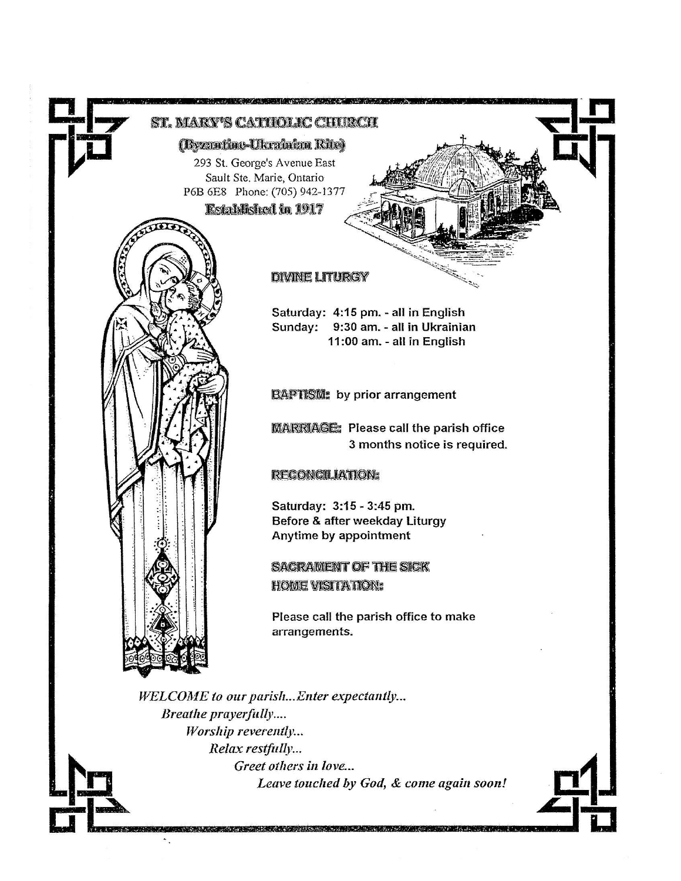# ST. MARY'S CATHOLIC CHURCH

## (Byzantine-Ukrainian Rite)

293 St. George's Avenue East
Sault Ste. Marie, Ontario
P6B 6E8 Phone: (705) 942-1377

**Established in 1917**

### DIVINE LITURGY

Saturday: 4:15 pm. - all in English
Sunday: 9:30 am. - all in Ukrainian
11:00 am. - all in English

**BAPTISM:** by prior arrangement

**MARRIAGE:** Please call the parish office
3 months notice is required.

### RECONCILIATION:

Saturday: 3:15 - 3:45 pm.
Before & after weekday Liturgy
Anytime by appointment

### SACRAMENT OF THE SICK HOME VISITATION:

Please call the parish office to make arrangements.

*WELCOME to our parish...Enter expectantly...*
*Breathe prayerfully....*
*Worship reverently...*
*Relax restfully...*
*Greet others in love...*
*Leave touched by God, & come again soon!*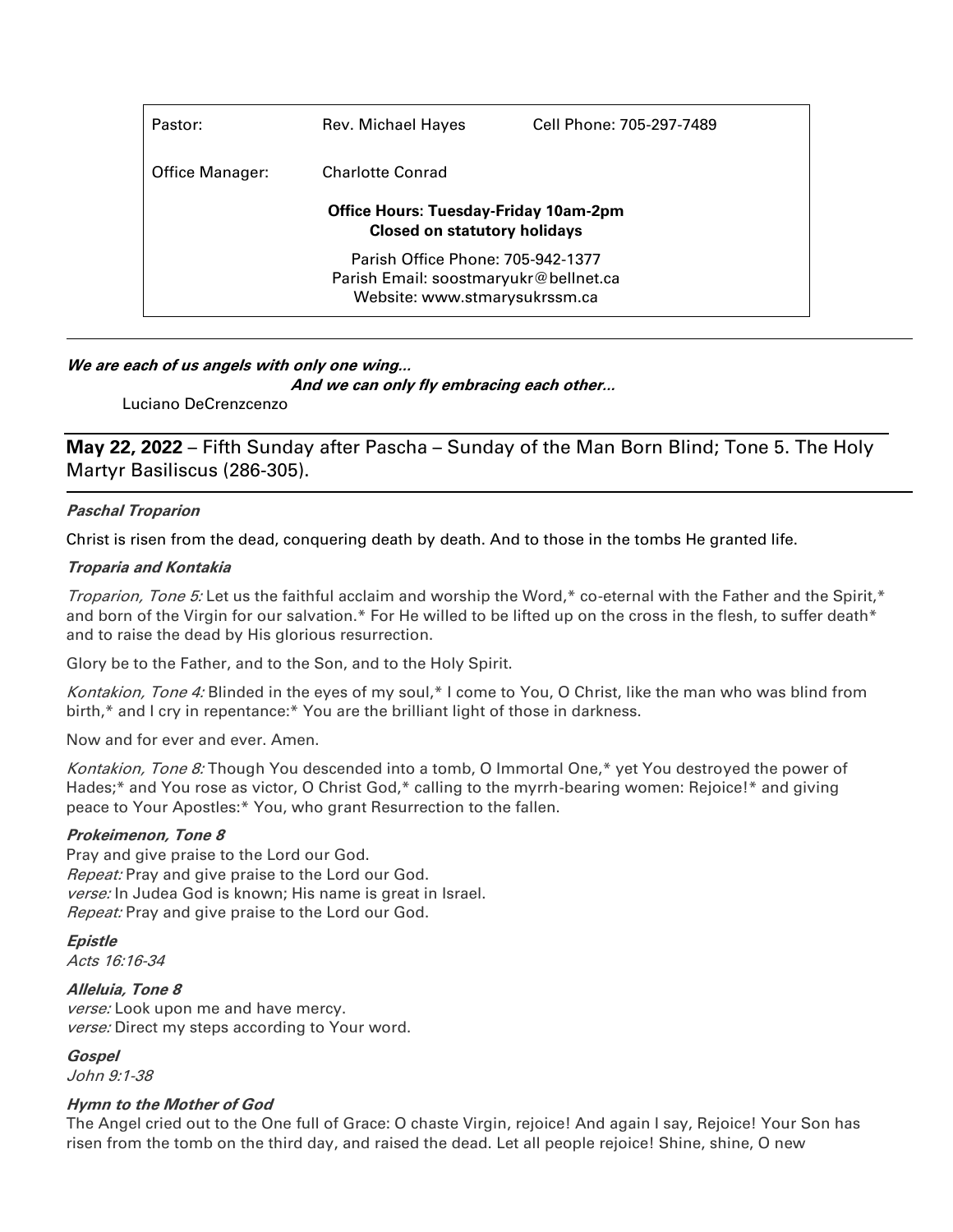| Pastor: | Rev. Michael Hayes | Cell Phone: 705-297-7489 |
| --- | --- | --- |
| Office Manager: | Charlotte Conrad | |

**Office Hours: Tuesday-Friday 10am-2pm**
**Closed on statutory holidays**

Parish Office Phone: 705-942-1377
Parish Email: soostmaryukr@bellnet.ca
Website: www.stmarysukrssm.ca

---

***We are each of us angels with only one wing...***
***And we can only fly embracing each other...***
Luciano DeCrenzcenzo

---

**May 22, 2022** – Fifth Sunday after Pascha – Sunday of the Man Born Blind; Tone 5. The Holy Martyr Basiliscus (286-305).

---

***Paschal Troparion***

Christ is risen from the dead, conquering death by death. And to those in the tombs He granted life.

***Troparia and Kontakia***

*Troparion, Tone 5:* Let us the faithful acclaim and worship the Word,* co-eternal with the Father and the Spirit,* and born of the Virgin for our salvation.* For He willed to be lifted up on the cross in the flesh, to suffer death* and to raise the dead by His glorious resurrection.

Glory be to the Father, and to the Son, and to the Holy Spirit.

*Kontakion, Tone 4:* Blinded in the eyes of my soul,* I come to You, O Christ, like the man who was blind from birth,* and I cry in repentance:* You are the brilliant light of those in darkness.

Now and for ever and ever. Amen.

*Kontakion, Tone 8:* Though You descended into a tomb, O Immortal One,* yet You destroyed the power of Hades;* and You rose as victor, O Christ God,* calling to the myrrh-bearing women: Rejoice!* and giving peace to Your Apostles:* You, who grant Resurrection to the fallen.

***Prokeimenon, Tone 8***
Pray and give praise to the Lord our God.
*Repeat:* Pray and give praise to the Lord our God.
*verse:* In Judea God is known; His name is great in Israel.
*Repeat:* Pray and give praise to the Lord our God.

***Epistle***
*Acts 16:16-34*

***Alleluia, Tone 8***
*verse:* Look upon me and have mercy.
*verse:* Direct my steps according to Your word.

***Gospel***
*John 9:1-38*

***Hymn to the Mother of God***
The Angel cried out to the One full of Grace: O chaste Virgin, rejoice! And again I say, Rejoice! Your Son has risen from the tomb on the third day, and raised the dead. Let all people rejoice! Shine, shine, O new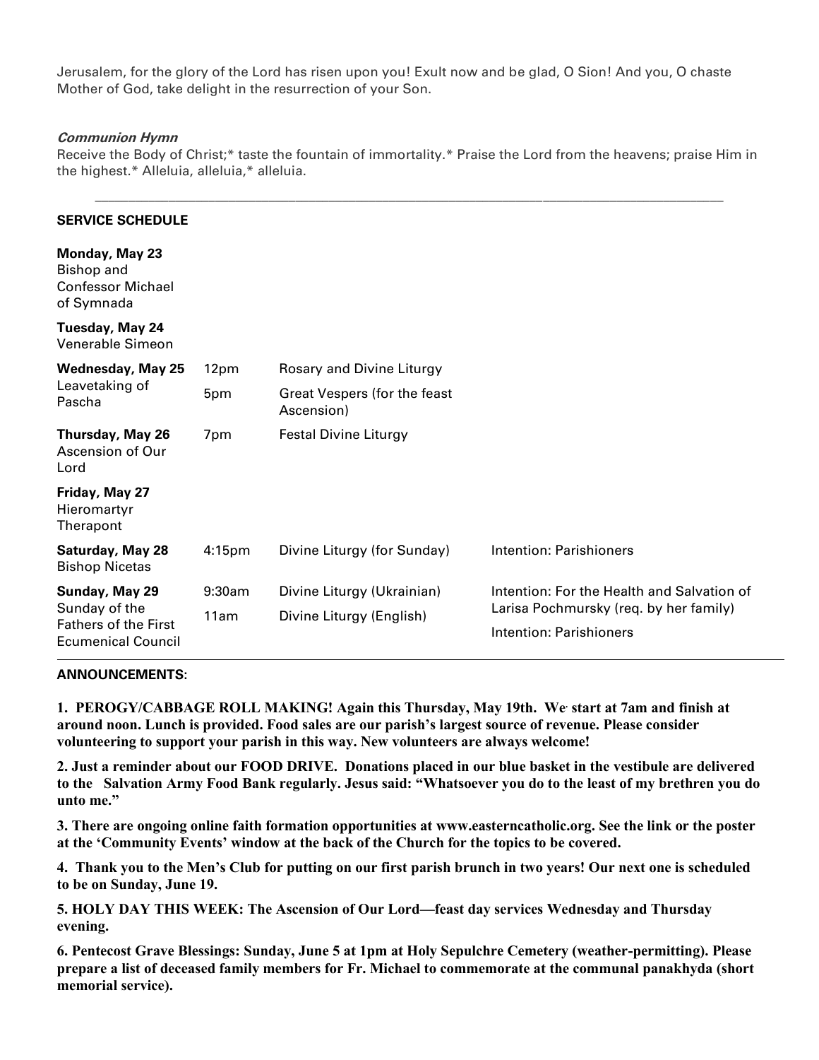Jerusalem, for the glory of the Lord has risen upon you! Exult now and be glad, O Sion! And you, O chaste Mother of God, take delight in the resurrection of your Son.

***Communion Hymn***

Receive the Body of Christ;* taste the fountain of immortality.* Praise the Lord from the heavens; praise Him in the highest.* Alleluia, alleluia,* alleluia.

---

**SERVICE SCHEDULE**

| | | | |
|---|---|---|---|
| **Monday, May 23**<br>Bishop and Confessor Michael of Symnada | | | |
| **Tuesday, May 24**<br>Venerable Simeon | | | |
| **Wednesday, May 25**<br>Leavetaking of Pascha | 12pm<br>5pm | Rosary and Divine Liturgy<br>Great Vespers (for the feast Ascension) | |
| **Thursday, May 26**<br>Ascension of Our Lord | 7pm | Festal Divine Liturgy | |
| **Friday, May 27**<br>Hieromartyr Therapont | | | |
| **Saturday, May 28**<br>Bishop Nicetas | 4:15pm | Divine Liturgy (for Sunday) | Intention: Parishioners |
| **Sunday, May 29**<br>Sunday of the Fathers of the First Ecumenical Council | 9:30am<br>11am | Divine Liturgy (Ukrainian)<br>Divine Liturgy (English) | Intention: For the Health and Salvation of Larisa Pochmursky (req. by her family)<br>Intention: Parishioners |

**ANNOUNCEMENTS**:

**1. PEROGY/CABBAGE ROLL MAKING! Again this Thursday, May 19th. We start at 7am and finish at around noon. Lunch is provided. Food sales are our parish's largest source of revenue. Please consider volunteering to support your parish in this way. New volunteers are always welcome!**

**2. Just a reminder about our FOOD DRIVE. Donations placed in our blue basket in the vestibule are delivered to the Salvation Army Food Bank regularly. Jesus said: "Whatsoever you do to the least of my brethren you do unto me."**

**3. There are ongoing online faith formation opportunities at www.easterncatholic.org. See the link or the poster at the 'Community Events' window at the back of the Church for the topics to be covered.**

**4. Thank you to the Men's Club for putting on our first parish brunch in two years! Our next one is scheduled to be on Sunday, June 19.**

**5. HOLY DAY THIS WEEK: The Ascension of Our Lord—feast day services Wednesday and Thursday evening.**

**6. Pentecost Grave Blessings: Sunday, June 5 at 1pm at Holy Sepulchre Cemetery (weather-permitting). Please prepare a list of deceased family members for Fr. Michael to commemorate at the communal panakhyda (short memorial service).**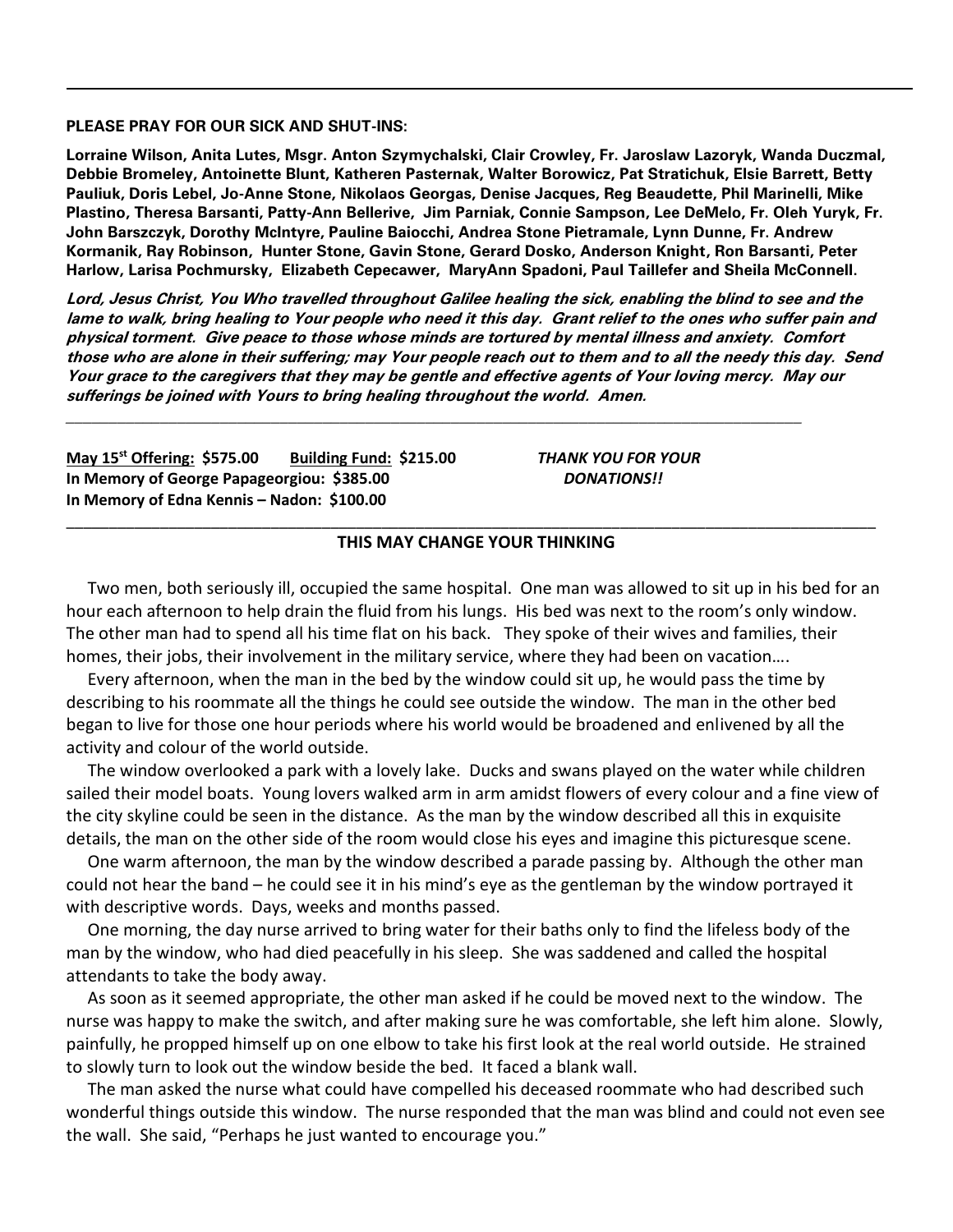**PLEASE PRAY FOR OUR SICK AND SHUT-INS:**

**Lorraine Wilson, Anita Lutes, Msgr. Anton Szymychalski, Clair Crowley, Fr. Jaroslaw Lazoryk, Wanda Duczmal, Debbie Bromeley, Antoinette Blunt, Katheren Pasternak, Walter Borowicz, Pat Stratichuk, Elsie Barrett, Betty Pauliuk, Doris Lebel, Jo-Anne Stone, Nikolaos Georgas, Denise Jacques, Reg Beaudette, Phil Marinelli, Mike Plastino, Theresa Barsanti, Patty-Ann Bellerive, Jim Parniak, Connie Sampson, Lee DeMelo, Fr. Oleh Yuryk, Fr. John Barszczyk, Dorothy McIntyre, Pauline Baiocchi, Andrea Stone Pietramale, Lynn Dunne, Fr. Andrew Kormanik, Ray Robinson, Hunter Stone, Gavin Stone, Gerard Dosko, Anderson Knight, Ron Barsanti, Peter Harlow, Larisa Pochmursky, Elizabeth Cepecawer, MaryAnn Spadoni, Paul Taillefer and Sheila McConnell.**

***Lord, Jesus Christ, You Who travelled throughout Galilee healing the sick, enabling the blind to see and the lame to walk, bring healing to Your people who need it this day. Grant relief to the ones who suffer pain and physical torment. Give peace to those whose minds are tortured by mental illness and anxiety. Comfort those who are alone in their suffering; may Your people reach out to them and to all the needy this day. Send Your grace to the caregivers that they may be gentle and effective agents of Your loving mercy. May our sufferings be joined with Yours to bring healing throughout the world. Amen.***

---

**May 15th Offering: $575.00** **Building Fund: $215.00**
**In Memory of George Papageorgiou: $385.00**
**In Memory of Edna Kennis – Nadon: $100.00**

***THANK YOU FOR YOUR DONATIONS!!***

---

## THIS MAY CHANGE YOUR THINKING

Two men, both seriously ill, occupied the same hospital. One man was allowed to sit up in his bed for an hour each afternoon to help drain the fluid from his lungs. His bed was next to the room's only window. The other man had to spend all his time flat on his back. They spoke of their wives and families, their homes, their jobs, their involvement in the military service, where they had been on vacation….

Every afternoon, when the man in the bed by the window could sit up, he would pass the time by describing to his roommate all the things he could see outside the window. The man in the other bed began to live for those one hour periods where his world would be broadened and enlivened by all the activity and colour of the world outside.

The window overlooked a park with a lovely lake. Ducks and swans played on the water while children sailed their model boats. Young lovers walked arm in arm amidst flowers of every colour and a fine view of the city skyline could be seen in the distance. As the man by the window described all this in exquisite details, the man on the other side of the room would close his eyes and imagine this picturesque scene.

One warm afternoon, the man by the window described a parade passing by. Although the other man could not hear the band – he could see it in his mind's eye as the gentleman by the window portrayed it with descriptive words. Days, weeks and months passed.

One morning, the day nurse arrived to bring water for their baths only to find the lifeless body of the man by the window, who had died peacefully in his sleep. She was saddened and called the hospital attendants to take the body away.

As soon as it seemed appropriate, the other man asked if he could be moved next to the window. The nurse was happy to make the switch, and after making sure he was comfortable, she left him alone. Slowly, painfully, he propped himself up on one elbow to take his first look at the real world outside. He strained to slowly turn to look out the window beside the bed. It faced a blank wall.

The man asked the nurse what could have compelled his deceased roommate who had described such wonderful things outside this window. The nurse responded that the man was blind and could not even see the wall. She said, "Perhaps he just wanted to encourage you."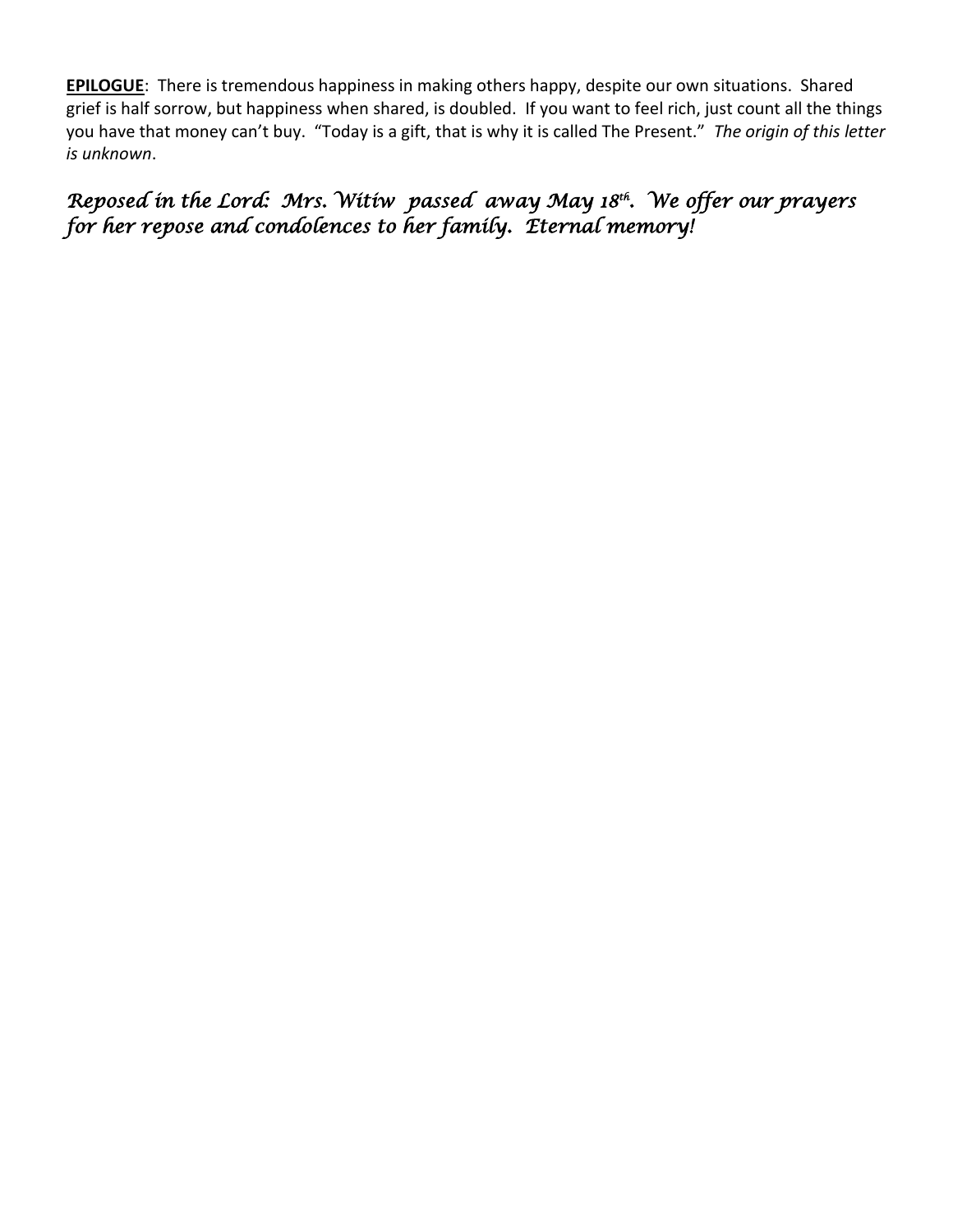**<u>EPILOGUE</u>**: There is tremendous happiness in making others happy, despite our own situations. Shared grief is half sorrow, but happiness when shared, is doubled. If you want to feel rich, just count all the things you have that money can't buy. "Today is a gift, that is why it is called The Present." *The origin of this letter is unknown*.

***Reposed in the Lord: Mrs. Witiw passed away May 18th. We offer our prayers for her repose and condolences to her family. Eternal memory!***